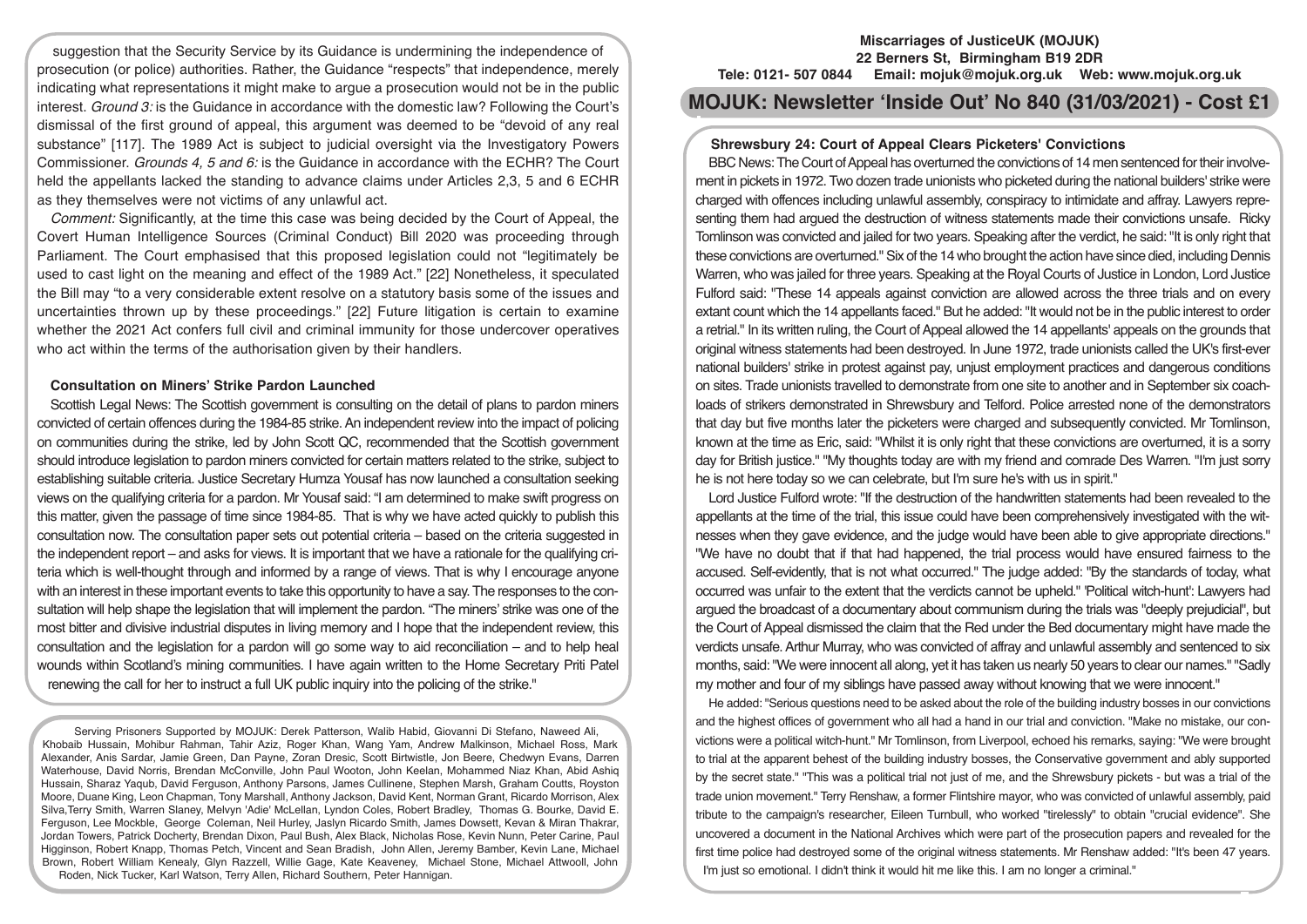suggestion that the Security Service by its Guidance is undermining the independence of prosecution (or police) authorities. Rather, the Guidance "respects" that independence, merely indicating what representations it might make to argue a prosecution would not be in the public interest. *Ground 3:* is the Guidance in accordance with the domestic law? Following the Court's dismissal of the first ground of appeal, this argument was deemed to be "devoid of any real substance" [117]. The 1989 Act is subject to judicial oversight via the Investigatory Powers Commissioner. *Grounds 4, 5 and 6:* is the Guidance in accordance with the ECHR? The Court held the appellants lacked the standing to advance claims under Articles 2,3, 5 and 6 ECHR as they themselves were not victims of any unlawful act.

*Comment:* Significantly, at the time this case was being decided by the Court of Appeal, the Covert Human Intelligence Sources (Criminal Conduct) Bill 2020 was proceeding through Parliament. The Court emphasised that this proposed legislation could not "legitimately be used to cast light on the meaning and effect of the 1989 Act." [22] Nonetheless, it speculated the Bill may "to a very considerable extent resolve on a statutory basis some of the issues and uncertainties thrown up by these proceedings." [22] Future litigation is certain to examine whether the 2021 Act confers full civil and criminal immunity for those undercover operatives who act within the terms of the authorisation given by their handlers.

### Consultation on Miners' Strike Pardon Launched

Scottish Legal News: The Scottish government is consulting on the detail of plans to pardon miners convicted of certain offences during the 1984-85 strike. An independent review into the impact of policing on communities during the strike, led by John Scott QC, recommended that the Scottish government should introduce legislation to pardon miners convicted for certain matters related to the strike, subject to establishing suitable criteria. Justice Secretary Humza Yousaf has now launched a consultation seeking views on the qualifying criteria for a pardon. Mr Yousaf said: "I am determined to make swift progress on this matter, given the passage of time since 1984-85. That is why we have acted quickly to publish this consultation now. The consultation paper sets out potential criteria – based on the criteria suggested in the independent report – and asks for views. It is important that we have a rationale for the qualifying criteria which is well-thought through and informed by a range of views. That is why I encourage anyone with an interest in these important events to take this opportunity to have a say. The responses to the consultation will help shape the legislation that will implement the pardon. "The miners' strike was one of the most bitter and divisive industrial disputes in living memory and I hope that the independent review, this consultation and the legislation for a pardon will go some way to aid reconciliation – and to help heal wounds within Scotland's mining communities. I have again written to the Home Secretary Priti Patel renewing the call for her to instruct a full UK public inquiry into the policing of the strike."

Serving Prisoners Supported by MOJUK: Derek Patterson, Walib Habid, Giovanni Di Stefano, Naweed Ali, Khobaib Hussain, Mohibur Rahman, Tahir Aziz, Roger Khan, Wang Yam, Andrew Malkinson, Michael Ross, Mark Alexander, Anis Sardar, Jamie Green, Dan Payne, Zoran Dresic, Scott Birtwistle, Jon Beere, Chedwyn Evans, Darren Waterhouse, David Norris, Brendan McConville, John Paul Wooton, John Keelan, Mohammed Niaz Khan, Abid Ashiq Hussain, Sharaz Yaqub, David Ferguson, Anthony Parsons, James Cullinene, Stephen Marsh, Graham Coutts, Royston Moore, Duane King, Leon Chapman, Tony Marshall, Anthony Jackson, David Kent, Norman Grant, Ricardo Morrison, Alex Silva,Terry Smith, Warren Slaney, Melvyn 'Adie' McLellan, Lyndon Coles, Robert Bradley, Thomas G. Bourke, David E. Ferguson, Lee Mockble, George Coleman, Neil Hurley, Jaslyn Ricardo Smith, James Dowsett, Kevan & Miran Thakrar, Jordan Towers, Patrick Docherty, Brendan Dixon, Paul Bush, Alex Black, Nicholas Rose, Kevin Nunn, Peter Carine, Paul Higginson, Robert Knapp, Thomas Petch, Vincent and Sean Bradish, John Allen, Jeremy Bamber, Kevin Lane, Michael Brown, Robert William Kenealy, Glyn Razzell, Willie Gage, Kate Keaveney, Michael Stone, Michael Attwooll, John Roden, Nick Tucker, Karl Watson, Terry Allen, Richard Southern, Peter Hannigan.

**Miscarriages of JusticeUK (MOJUK)**
**22 Berners St, Birmingham B19 2DR**
**Tele: 0121- 507 0844 Email: mojuk@mojuk.org.uk Web: www.mojuk.org.uk**

# MOJUK: Newsletter 'Inside Out' No 840 (31/03/2021) - Cost £1

### Shrewsbury 24: Court of Appeal Clears Picketers' Convictions

BBC News: The Court of Appeal has overturned the convictions of 14 men sentenced for their involvement in pickets in 1972. Two dozen trade unionists who picketed during the national builders' strike were charged with offences including unlawful assembly, conspiracy to intimidate and affray. Lawyers representing them had argued the destruction of witness statements made their convictions unsafe. Ricky Tomlinson was convicted and jailed for two years. Speaking after the verdict, he said: "It is only right that these convictions are overturned." Six of the 14 who brought the action have since died, including Dennis Warren, who was jailed for three years. Speaking at the Royal Courts of Justice in London, Lord Justice Fulford said: "These 14 appeals against conviction are allowed across the three trials and on every extant count which the 14 appellants faced." But he added: "It would not be in the public interest to order a retrial." In its written ruling, the Court of Appeal allowed the 14 appellants' appeals on the grounds that original witness statements had been destroyed. In June 1972, trade unionists called the UK's first-ever national builders' strike in protest against pay, unjust employment practices and dangerous conditions on sites. Trade unionists travelled to demonstrate from one site to another and in September six coachloads of strikers demonstrated in Shrewsbury and Telford. Police arrested none of the demonstrators that day but five months later the picketers were charged and subsequently convicted. Mr Tomlinson, known at the time as Eric, said: "Whilst it is only right that these convictions are overturned, it is a sorry day for British justice." "My thoughts today are with my friend and comrade Des Warren. "I'm just sorry he is not here today so we can celebrate, but I'm sure he's with us in spirit."

Lord Justice Fulford wrote: "If the destruction of the handwritten statements had been revealed to the appellants at the time of the trial, this issue could have been comprehensively investigated with the witnesses when they gave evidence, and the judge would have been able to give appropriate directions." "We have no doubt that if that had happened, the trial process would have ensured fairness to the accused. Self-evidently, that is not what occurred." The judge added: "By the standards of today, what occurred was unfair to the extent that the verdicts cannot be upheld." 'Political witch-hunt': Lawyers had argued the broadcast of a documentary about communism during the trials was "deeply prejudicial", but the Court of Appeal dismissed the claim that the Red under the Bed documentary might have made the verdicts unsafe. Arthur Murray, who was convicted of affray and unlawful assembly and sentenced to six months, said: "We were innocent all along, yet it has taken us nearly 50 years to clear our names." "Sadly my mother and four of my siblings have passed away without knowing that we were innocent."

He added: "Serious questions need to be asked about the role of the building industry bosses in our convictions and the highest offices of government who all had a hand in our trial and conviction. "Make no mistake, our convictions were a political witch-hunt." Mr Tomlinson, from Liverpool, echoed his remarks, saying: "We were brought to trial at the apparent behest of the building industry bosses, the Conservative government and ably supported by the secret state." "This was a political trial not just of me, and the Shrewsbury pickets - but was a trial of the trade union movement." Terry Renshaw, a former Flintshire mayor, who was convicted of unlawful assembly, paid tribute to the campaign's researcher, Eileen Turnbull, who worked "tirelessly" to obtain "crucial evidence". She uncovered a document in the National Archives which were part of the prosecution papers and revealed for the first time police had destroyed some of the original witness statements. Mr Renshaw added: "It's been 47 years. I'm just so emotional. I didn't think it would hit me like this. I am no longer a criminal."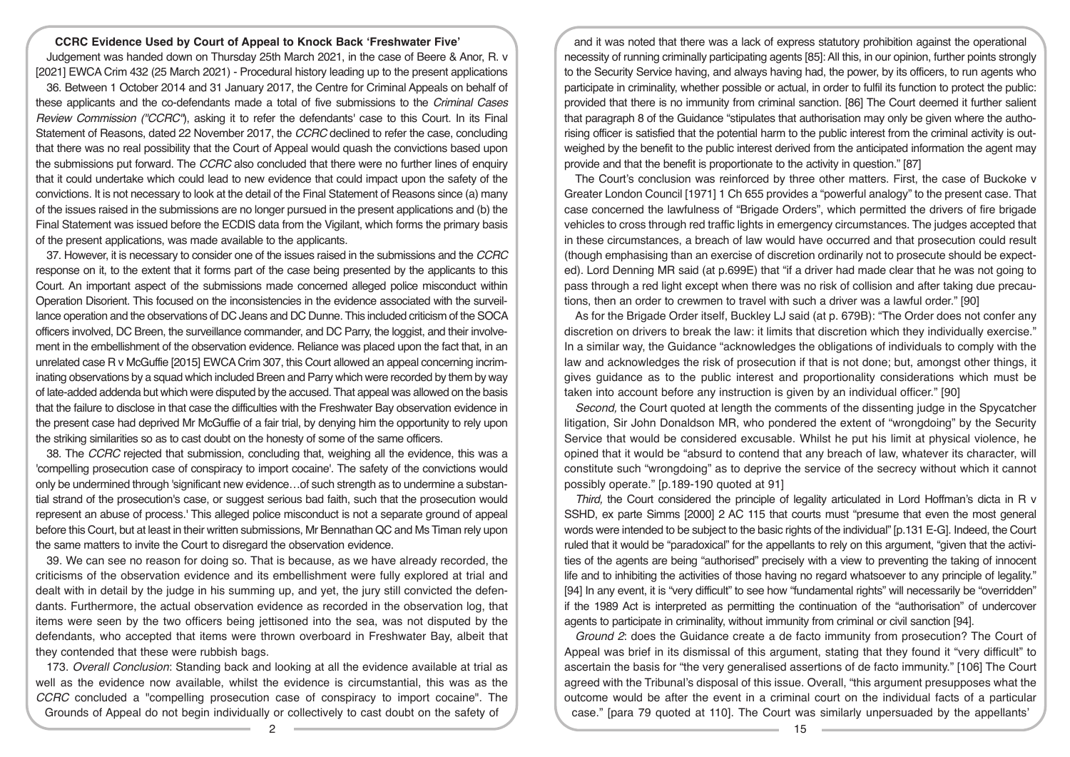## CCRC Evidence Used by Court of Appeal to Knock Back 'Freshwater Five'

Judgement was handed down on Thursday 25th March 2021, in the case of Beere & Anor, R. v [2021] EWCA Crim 432 (25 March 2021) - Procedural history leading up to the present applications

36. Between 1 October 2014 and 31 January 2017, the Centre for Criminal Appeals on behalf of these applicants and the co-defendants made a total of five submissions to the *Criminal Cases Review Commission ("CCRC")*, asking it to refer the defendants' case to this Court. In its Final Statement of Reasons, dated 22 November 2017, the *CCRC* declined to refer the case, concluding that there was no real possibility that the Court of Appeal would quash the convictions based upon the submissions put forward. The *CCRC* also concluded that there were no further lines of enquiry that it could undertake which could lead to new evidence that could impact upon the safety of the convictions. It is not necessary to look at the detail of the Final Statement of Reasons since (a) many of the issues raised in the submissions are no longer pursued in the present applications and (b) the Final Statement was issued before the ECDIS data from the Vigilant, which forms the primary basis of the present applications, was made available to the applicants.

37. However, it is necessary to consider one of the issues raised in the submissions and the *CCRC* response on it, to the extent that it forms part of the case being presented by the applicants to this Court. An important aspect of the submissions made concerned alleged police misconduct within Operation Disorient. This focused on the inconsistencies in the evidence associated with the surveillance operation and the observations of DC Jeans and DC Dunne. This included criticism of the SOCA officers involved, DC Breen, the surveillance commander, and DC Parry, the loggist, and their involvement in the embellishment of the observation evidence. Reliance was placed upon the fact that, in an unrelated case R v McGuffie [2015] EWCA Crim 307, this Court allowed an appeal concerning incriminating observations by a squad which included Breen and Parry which were recorded by them by way of late-added addenda but which were disputed by the accused. That appeal was allowed on the basis that the failure to disclose in that case the difficulties with the Freshwater Bay observation evidence in the present case had deprived Mr McGuffie of a fair trial, by denying him the opportunity to rely upon the striking similarities so as to cast doubt on the honesty of some of the same officers.

38. The *CCRC* rejected that submission, concluding that, weighing all the evidence, this was a 'compelling prosecution case of conspiracy to import cocaine'. The safety of the convictions would only be undermined through 'significant new evidence…of such strength as to undermine a substantial strand of the prosecution's case, or suggest serious bad faith, such that the prosecution would represent an abuse of process.' This alleged police misconduct is not a separate ground of appeal before this Court, but at least in their written submissions, Mr Bennathan QC and Ms Timan rely upon the same matters to invite the Court to disregard the observation evidence.

39. We can see no reason for doing so. That is because, as we have already recorded, the criticisms of the observation evidence and its embellishment were fully explored at trial and dealt with in detail by the judge in his summing up, and yet, the jury still convicted the defendants. Furthermore, the actual observation evidence as recorded in the observation log, that items were seen by the two officers being jettisoned into the sea, was not disputed by the defendants, who accepted that items were thrown overboard in Freshwater Bay, albeit that they contended that these were rubbish bags.

173. *Overall Conclusion*: Standing back and looking at all the evidence available at trial as well as the evidence now available, whilst the evidence is circumstantial, this was as the *CCRC* concluded a "compelling prosecution case of conspiracy to import cocaine". The Grounds of Appeal do not begin individually or collectively to cast doubt on the safety of

and it was noted that there was a lack of express statutory prohibition against the operational necessity of running criminally participating agents [85]: All this, in our opinion, further points strongly to the Security Service having, and always having had, the power, by its officers, to run agents who participate in criminality, whether possible or actual, in order to fulfil its function to protect the public: provided that there is no immunity from criminal sanction. [86] The Court deemed it further salient that paragraph 8 of the Guidance "stipulates that authorisation may only be given where the authorising officer is satisfied that the potential harm to the public interest from the criminal activity is outweighed by the benefit to the public interest derived from the anticipated information the agent may provide and that the benefit is proportionate to the activity in question." [87]

The Court's conclusion was reinforced by three other matters. First, the case of Buckoke v Greater London Council [1971] 1 Ch 655 provides a "powerful analogy" to the present case. That case concerned the lawfulness of "Brigade Orders", which permitted the drivers of fire brigade vehicles to cross through red traffic lights in emergency circumstances. The judges accepted that in these circumstances, a breach of law would have occurred and that prosecution could result (though emphasising than an exercise of discretion ordinarily not to prosecute should be expected). Lord Denning MR said (at p.699E) that "if a driver had made clear that he was not going to pass through a red light except when there was no risk of collision and after taking due precautions, then an order to crewmen to travel with such a driver was a lawful order." [90]

As for the Brigade Order itself, Buckley LJ said (at p. 679B): "The Order does not confer any discretion on drivers to break the law: it limits that discretion which they individually exercise." In a similar way, the Guidance "acknowledges the obligations of individuals to comply with the law and acknowledges the risk of prosecution if that is not done; but, amongst other things, it gives guidance as to the public interest and proportionality considerations which must be taken into account before any instruction is given by an individual officer." [90]

*Second,* the Court quoted at length the comments of the dissenting judge in the Spycatcher litigation, Sir John Donaldson MR, who pondered the extent of "wrongdoing" by the Security Service that would be considered excusable. Whilst he put his limit at physical violence, he opined that it would be "absurd to contend that any breach of law, whatever its character, will constitute such "wrongdoing" as to deprive the service of the secrecy without which it cannot possibly operate." [p.189-190 quoted at 91]

*Third,* the Court considered the principle of legality articulated in Lord Hoffman's dicta in R v SSHD, ex parte Simms [2000] 2 AC 115 that courts must "presume that even the most general words were intended to be subject to the basic rights of the individual" [p.131 E-G]. Indeed, the Court ruled that it would be "paradoxical" for the appellants to rely on this argument, "given that the activities of the agents are being "authorised" precisely with a view to preventing the taking of innocent life and to inhibiting the activities of those having no regard whatsoever to any principle of legality." [94] In any event, it is "very difficult" to see how "fundamental rights" will necessarily be "overridden" if the 1989 Act is interpreted as permitting the continuation of the "authorisation" of undercover agents to participate in criminality, without immunity from criminal or civil sanction [94].

*Ground 2*: does the Guidance create a de facto immunity from prosecution? The Court of Appeal was brief in its dismissal of this argument, stating that they found it "very difficult" to ascertain the basis for "the very generalised assertions of de facto immunity." [106] The Court agreed with the Tribunal's disposal of this issue. Overall, "this argument presupposes what the outcome would be after the event in a criminal court on the individual facts of a particular case." [para 79 quoted at 110]. The Court was similarly unpersuaded by the appellants'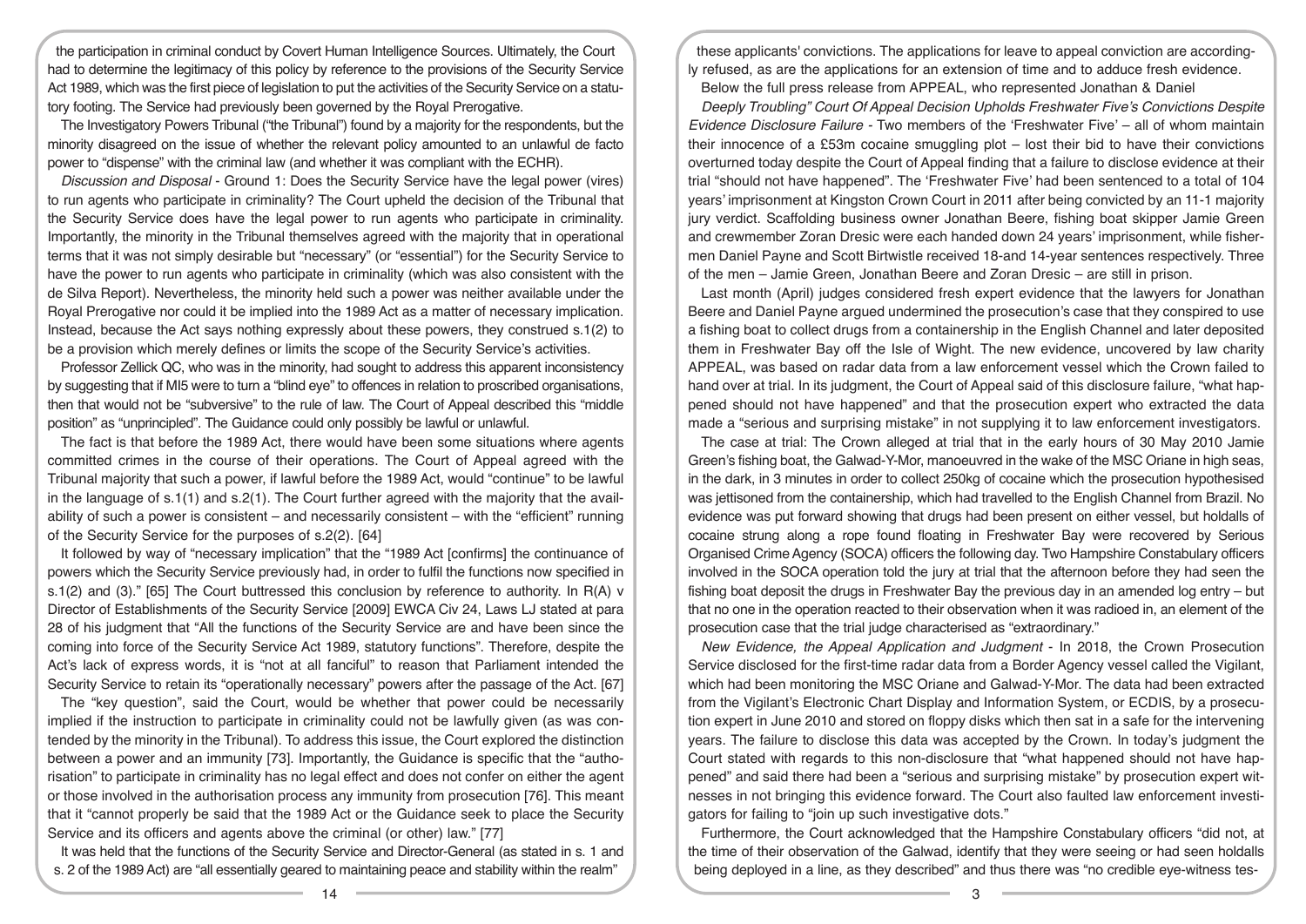the participation in criminal conduct by Covert Human Intelligence Sources. Ultimately, the Court had to determine the legitimacy of this policy by reference to the provisions of the Security Service Act 1989, which was the first piece of legislation to put the activities of the Security Service on a statutory footing. The Service had previously been governed by the Royal Prerogative.

The Investigatory Powers Tribunal ("the Tribunal") found by a majority for the respondents, but the minority disagreed on the issue of whether the relevant policy amounted to an unlawful de facto power to "dispense" with the criminal law (and whether it was compliant with the ECHR).

*Discussion and Disposal* - Ground 1: Does the Security Service have the legal power (vires) to run agents who participate in criminality? The Court upheld the decision of the Tribunal that the Security Service does have the legal power to run agents who participate in criminality. Importantly, the minority in the Tribunal themselves agreed with the majority that in operational terms that it was not simply desirable but "necessary" (or "essential") for the Security Service to have the power to run agents who participate in criminality (which was also consistent with the de Silva Report). Nevertheless, the minority held such a power was neither available under the Royal Prerogative nor could it be implied into the 1989 Act as a matter of necessary implication. Instead, because the Act says nothing expressly about these powers, they construed s.1(2) to be a provision which merely defines or limits the scope of the Security Service's activities.

Professor Zellick QC, who was in the minority, had sought to address this apparent inconsistency by suggesting that if MI5 were to turn a "blind eye" to offences in relation to proscribed organisations, then that would not be "subversive" to the rule of law. The Court of Appeal described this "middle position" as "unprincipled". The Guidance could only possibly be lawful or unlawful.

The fact is that before the 1989 Act, there would have been some situations where agents committed crimes in the course of their operations. The Court of Appeal agreed with the Tribunal majority that such a power, if lawful before the 1989 Act, would "continue" to be lawful in the language of s.1(1) and s.2(1). The Court further agreed with the majority that the availability of such a power is consistent – and necessarily consistent – with the "efficient" running of the Security Service for the purposes of s.2(2). [64]

It followed by way of "necessary implication" that the "1989 Act [confirms] the continuance of powers which the Security Service previously had, in order to fulfil the functions now specified in s.1(2) and (3)." [65] The Court buttressed this conclusion by reference to authority. In R(A) v Director of Establishments of the Security Service [2009] EWCA Civ 24, Laws LJ stated at para 28 of his judgment that "All the functions of the Security Service are and have been since the coming into force of the Security Service Act 1989, statutory functions". Therefore, despite the Act's lack of express words, it is "not at all fanciful" to reason that Parliament intended the Security Service to retain its "operationally necessary" powers after the passage of the Act. [67]

The "key question", said the Court, would be whether that power could be necessarily implied if the instruction to participate in criminality could not be lawfully given (as was contended by the minority in the Tribunal). To address this issue, the Court explored the distinction between a power and an immunity [73]. Importantly, the Guidance is specific that the "authorisation" to participate in criminality has no legal effect and does not confer on either the agent or those involved in the authorisation process any immunity from prosecution [76]. This meant that it "cannot properly be said that the 1989 Act or the Guidance seek to place the Security Service and its officers and agents above the criminal (or other) law." [77]

It was held that the functions of the Security Service and Director-General (as stated in s. 1 and s. 2 of the 1989 Act) are "all essentially geared to maintaining peace and stability within the realm"

these applicants' convictions. The applications for leave to appeal conviction are accordingly refused, as are the applications for an extension of time and to adduce fresh evidence.

Below the full press release from APPEAL, who represented Jonathan & Daniel

*Deeply Troubling" Court Of Appeal Decision Upholds Freshwater Five's Convictions Despite Evidence Disclosure Failure* - Two members of the 'Freshwater Five' – all of whom maintain their innocence of a £53m cocaine smuggling plot – lost their bid to have their convictions overturned today despite the Court of Appeal finding that a failure to disclose evidence at their trial "should not have happened". The 'Freshwater Five' had been sentenced to a total of 104 years' imprisonment at Kingston Crown Court in 2011 after being convicted by an 11-1 majority jury verdict. Scaffolding business owner Jonathan Beere, fishing boat skipper Jamie Green and crewmember Zoran Dresic were each handed down 24 years' imprisonment, while fishermen Daniel Payne and Scott Birtwistle received 18-and 14-year sentences respectively. Three of the men – Jamie Green, Jonathan Beere and Zoran Dresic – are still in prison.

Last month (April) judges considered fresh expert evidence that the lawyers for Jonathan Beere and Daniel Payne argued undermined the prosecution's case that they conspired to use a fishing boat to collect drugs from a containership in the English Channel and later deposited them in Freshwater Bay off the Isle of Wight. The new evidence, uncovered by law charity APPEAL, was based on radar data from a law enforcement vessel which the Crown failed to hand over at trial. In its judgment, the Court of Appeal said of this disclosure failure, "what happened should not have happened" and that the prosecution expert who extracted the data made a "serious and surprising mistake" in not supplying it to law enforcement investigators.

The case at trial: The Crown alleged at trial that in the early hours of 30 May 2010 Jamie Green's fishing boat, the Galwad-Y-Mor, manoeuvred in the wake of the MSC Oriane in high seas, in the dark, in 3 minutes in order to collect 250kg of cocaine which the prosecution hypothesised was jettisoned from the containership, which had travelled to the English Channel from Brazil. No evidence was put forward showing that drugs had been present on either vessel, but holdalls of cocaine strung along a rope found floating in Freshwater Bay were recovered by Serious Organised Crime Agency (SOCA) officers the following day. Two Hampshire Constabulary officers involved in the SOCA operation told the jury at trial that the afternoon before they had seen the fishing boat deposit the drugs in Freshwater Bay the previous day in an amended log entry – but that no one in the operation reacted to their observation when it was radioed in, an element of the prosecution case that the trial judge characterised as "extraordinary."

*New Evidence, the Appeal Application and Judgment* - In 2018, the Crown Prosecution Service disclosed for the first-time radar data from a Border Agency vessel called the Vigilant, which had been monitoring the MSC Oriane and Galwad-Y-Mor. The data had been extracted from the Vigilant's Electronic Chart Display and Information System, or ECDIS, by a prosecution expert in June 2010 and stored on floppy disks which then sat in a safe for the intervening years. The failure to disclose this data was accepted by the Crown. In today's judgment the Court stated with regards to this non-disclosure that "what happened should not have happened" and said there had been a "serious and surprising mistake" by prosecution expert witnesses in not bringing this evidence forward. The Court also faulted law enforcement investigators for failing to "join up such investigative dots."

Furthermore, the Court acknowledged that the Hampshire Constabulary officers "did not, at the time of their observation of the Galwad, identify that they were seeing or had seen holdalls being deployed in a line, as they described" and thus there was "no credible eye-witness tes-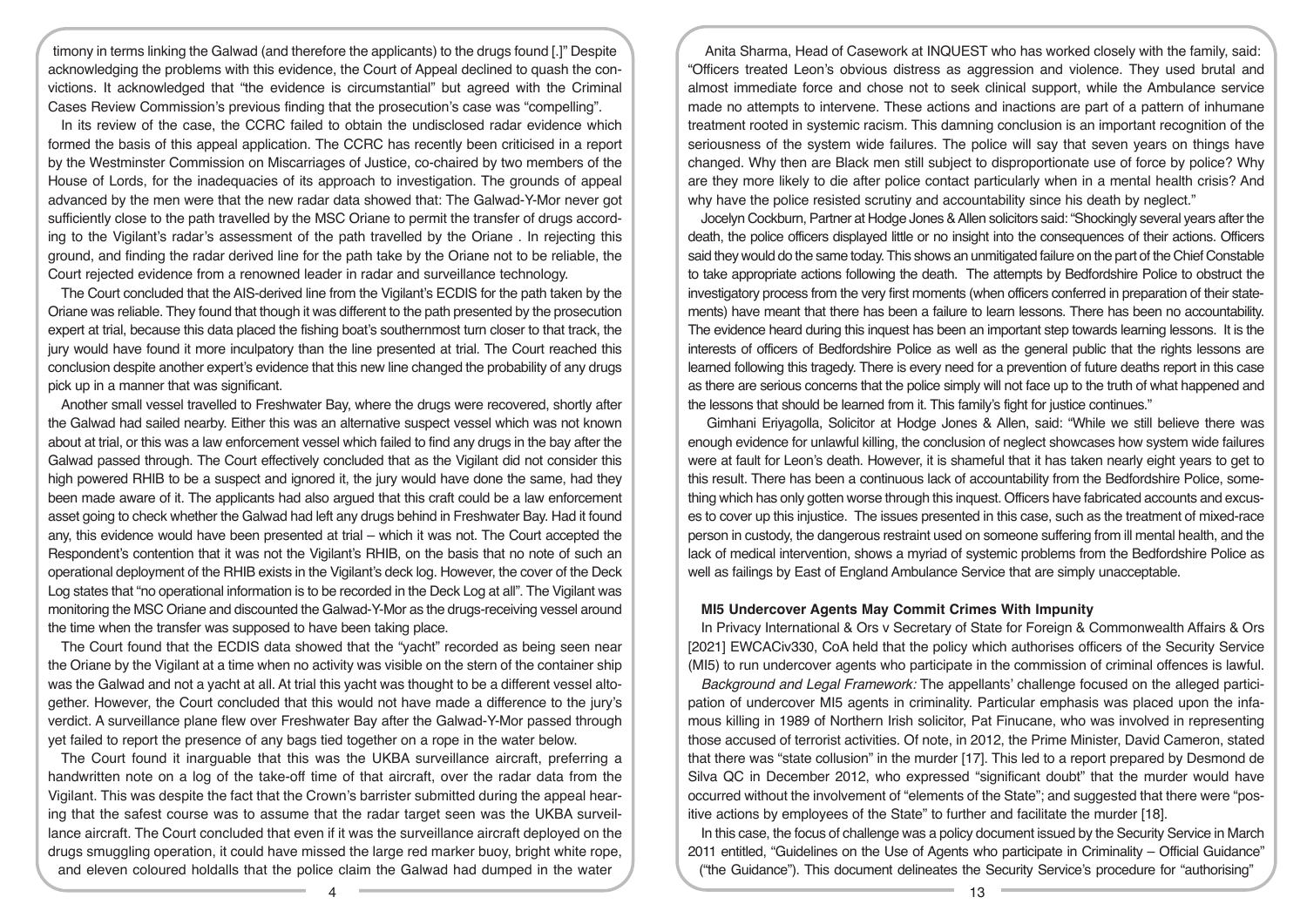timony in terms linking the Galwad (and therefore the applicants) to the drugs found [.]" Despite acknowledging the problems with this evidence, the Court of Appeal declined to quash the convictions. It acknowledged that "the evidence is circumstantial" but agreed with the Criminal Cases Review Commission's previous finding that the prosecution's case was "compelling".

In its review of the case, the CCRC failed to obtain the undisclosed radar evidence which formed the basis of this appeal application. The CCRC has recently been criticised in a report by the Westminster Commission on Miscarriages of Justice, co-chaired by two members of the House of Lords, for the inadequacies of its approach to investigation. The grounds of appeal advanced by the men were that the new radar data showed that: The Galwad-Y-Mor never got sufficiently close to the path travelled by the MSC Oriane to permit the transfer of drugs according to the Vigilant's radar's assessment of the path travelled by the Oriane . In rejecting this ground, and finding the radar derived line for the path take by the Oriane not to be reliable, the Court rejected evidence from a renowned leader in radar and surveillance technology.

The Court concluded that the AIS-derived line from the Vigilant's ECDIS for the path taken by the Oriane was reliable. They found that though it was different to the path presented by the prosecution expert at trial, because this data placed the fishing boat's southernmost turn closer to that track, the jury would have found it more inculpatory than the line presented at trial. The Court reached this conclusion despite another expert's evidence that this new line changed the probability of any drugs pick up in a manner that was significant.

Another small vessel travelled to Freshwater Bay, where the drugs were recovered, shortly after the Galwad had sailed nearby. Either this was an alternative suspect vessel which was not known about at trial, or this was a law enforcement vessel which failed to find any drugs in the bay after the Galwad passed through. The Court effectively concluded that as the Vigilant did not consider this high powered RHIB to be a suspect and ignored it, the jury would have done the same, had they been made aware of it. The applicants had also argued that this craft could be a law enforcement asset going to check whether the Galwad had left any drugs behind in Freshwater Bay. Had it found any, this evidence would have been presented at trial – which it was not. The Court accepted the Respondent's contention that it was not the Vigilant's RHIB, on the basis that no note of such an operational deployment of the RHIB exists in the Vigilant's deck log. However, the cover of the Deck Log states that "no operational information is to be recorded in the Deck Log at all". The Vigilant was monitoring the MSC Oriane and discounted the Galwad-Y-Mor as the drugs-receiving vessel around the time when the transfer was supposed to have been taking place.

The Court found that the ECDIS data showed that the "yacht" recorded as being seen near the Oriane by the Vigilant at a time when no activity was visible on the stern of the container ship was the Galwad and not a yacht at all. At trial this yacht was thought to be a different vessel altogether. However, the Court concluded that this would not have made a difference to the jury's verdict. A surveillance plane flew over Freshwater Bay after the Galwad-Y-Mor passed through yet failed to report the presence of any bags tied together on a rope in the water below.

The Court found it inarguable that this was the UKBA surveillance aircraft, preferring a handwritten note on a log of the take-off time of that aircraft, over the radar data from the Vigilant. This was despite the fact that the Crown's barrister submitted during the appeal hearing that the safest course was to assume that the radar target seen was the UKBA surveillance aircraft. The Court concluded that even if it was the surveillance aircraft deployed on the drugs smuggling operation, it could have missed the large red marker buoy, bright white rope, and eleven coloured holdalls that the police claim the Galwad had dumped in the water

Anita Sharma, Head of Casework at INQUEST who has worked closely with the family, said: "Officers treated Leon's obvious distress as aggression and violence. They used brutal and almost immediate force and chose not to seek clinical support, while the Ambulance service made no attempts to intervene. These actions and inactions are part of a pattern of inhumane treatment rooted in systemic racism. This damning conclusion is an important recognition of the seriousness of the system wide failures. The police will say that seven years on things have changed. Why then are Black men still subject to disproportionate use of force by police? Why are they more likely to die after police contact particularly when in a mental health crisis? And why have the police resisted scrutiny and accountability since his death by neglect."

Jocelyn Cockburn, Partner at Hodge Jones & Allen solicitors said: "Shockingly several years after the death, the police officers displayed little or no insight into the consequences of their actions. Officers said they would do the same today. This shows an unmitigated failure on the part of the Chief Constable to take appropriate actions following the death. The attempts by Bedfordshire Police to obstruct the investigatory process from the very first moments (when officers conferred in preparation of their statements) have meant that there has been a failure to learn lessons. There has been no accountability. The evidence heard during this inquest has been an important step towards learning lessons. It is the interests of officers of Bedfordshire Police as well as the general public that the rights lessons are learned following this tragedy. There is every need for a prevention of future deaths report in this case as there are serious concerns that the police simply will not face up to the truth of what happened and the lessons that should be learned from it. This family's fight for justice continues."

Gimhani Eriyagolla, Solicitor at Hodge Jones & Allen, said: "While we still believe there was enough evidence for unlawful killing, the conclusion of neglect showcases how system wide failures were at fault for Leon's death. However, it is shameful that it has taken nearly eight years to get to this result. There has been a continuous lack of accountability from the Bedfordshire Police, something which has only gotten worse through this inquest. Officers have fabricated accounts and excuses to cover up this injustice. The issues presented in this case, such as the treatment of mixed-race person in custody, the dangerous restraint used on someone suffering from ill mental health, and the lack of medical intervention, shows a myriad of systemic problems from the Bedfordshire Police as well as failings by East of England Ambulance Service that are simply unacceptable.

### MI5 Undercover Agents May Commit Crimes With Impunity

In Privacy International & Ors v Secretary of State for Foreign & Commonwealth Affairs & Ors [2021] EWCACiv330, CoA held that the policy which authorises officers of the Security Service (MI5) to run undercover agents who participate in the commission of criminal offences is lawful.

*Background and Legal Framework:* The appellants' challenge focused on the alleged participation of undercover MI5 agents in criminality. Particular emphasis was placed upon the infamous killing in 1989 of Northern Irish solicitor, Pat Finucane, who was involved in representing those accused of terrorist activities. Of note, in 2012, the Prime Minister, David Cameron, stated that there was "state collusion" in the murder [17]. This led to a report prepared by Desmond de Silva QC in December 2012, who expressed "significant doubt" that the murder would have occurred without the involvement of "elements of the State"; and suggested that there were "positive actions by employees of the State" to further and facilitate the murder [18].

In this case, the focus of challenge was a policy document issued by the Security Service in March 2011 entitled, "Guidelines on the Use of Agents who participate in Criminality – Official Guidance" ("the Guidance"). This document delineates the Security Service's procedure for "authorising"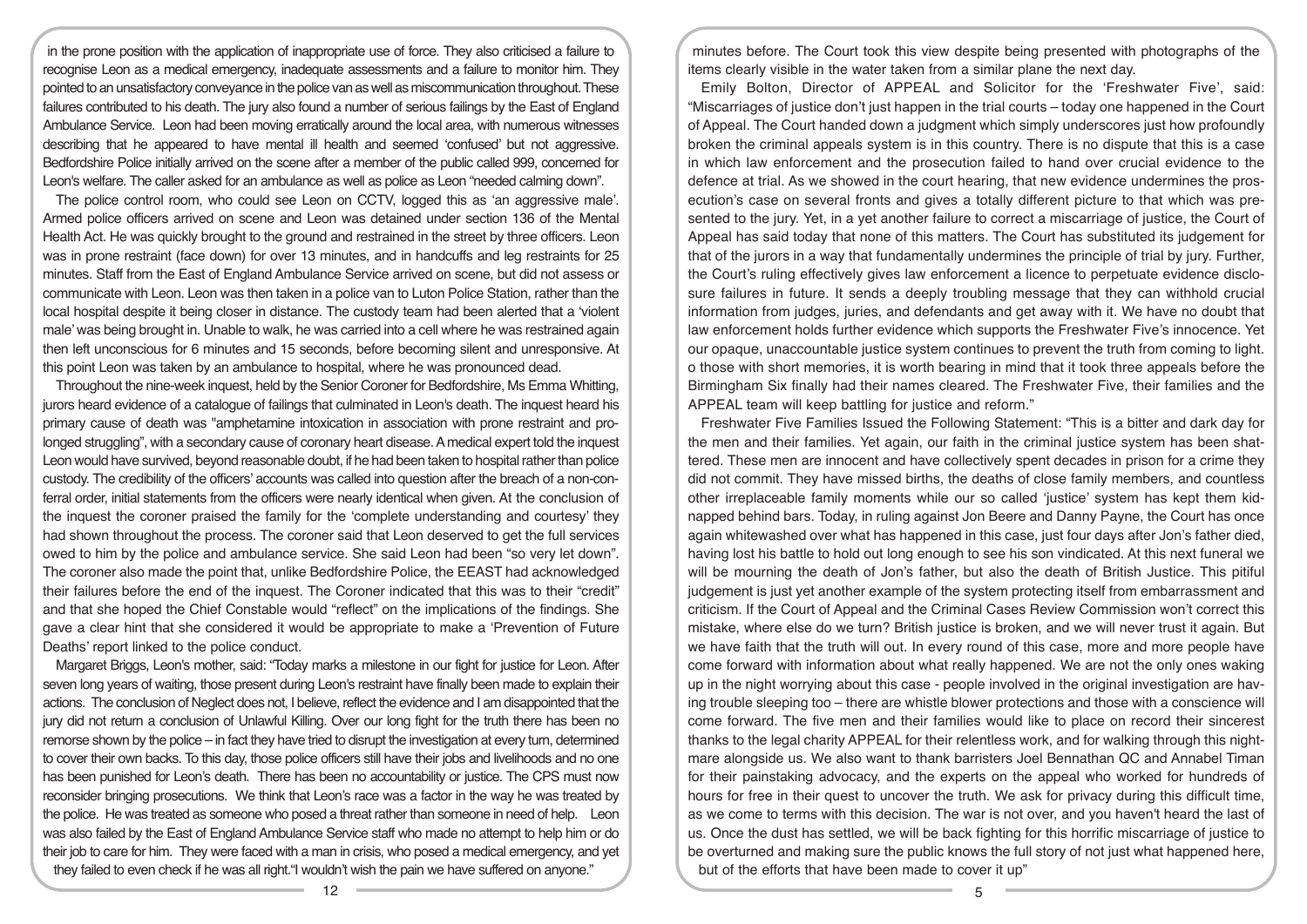in the prone position with the application of inappropriate use of force. They also criticised a failure to recognise Leon as a medical emergency, inadequate assessments and a failure to monitor him. They pointed to an unsatisfactory conveyance in the police van as well as miscommunication throughout. These failures contributed to his death. The jury also found a number of serious failings by the East of England Ambulance Service. Leon had been moving erratically around the local area, with numerous witnesses describing that he appeared to have mental ill health and seemed 'confused' but not aggressive. Bedfordshire Police initially arrived on the scene after a member of the public called 999, concerned for Leon's welfare. The caller asked for an ambulance as well as police as Leon "needed calming down".

The police control room, who could see Leon on CCTV, logged this as 'an aggressive male'. Armed police officers arrived on scene and Leon was detained under section 136 of the Mental Health Act. He was quickly brought to the ground and restrained in the street by three officers. Leon was in prone restraint (face down) for over 13 minutes, and in handcuffs and leg restraints for 25 minutes. Staff from the East of England Ambulance Service arrived on scene, but did not assess or communicate with Leon. Leon was then taken in a police van to Luton Police Station, rather than the local hospital despite it being closer in distance. The custody team had been alerted that a 'violent male' was being brought in. Unable to walk, he was carried into a cell where he was restrained again then left unconscious for 6 minutes and 15 seconds, before becoming silent and unresponsive. At this point Leon was taken by an ambulance to hospital, where he was pronounced dead.

Throughout the nine-week inquest, held by the Senior Coroner for Bedfordshire, Ms Emma Whitting, jurors heard evidence of a catalogue of failings that culminated in Leon's death. The inquest heard his primary cause of death was "amphetamine intoxication in association with prone restraint and prolonged struggling", with a secondary cause of coronary heart disease. A medical expert told the inquest Leon would have survived, beyond reasonable doubt, if he had been taken to hospital rather than police custody. The credibility of the officers' accounts was called into question after the breach of a non-conferral order, initial statements from the officers were nearly identical when given. At the conclusion of the inquest the coroner praised the family for the 'complete understanding and courtesy' they had shown throughout the process. The coroner said that Leon deserved to get the full services owed to him by the police and ambulance service. She said Leon had been "so very let down". The coroner also made the point that, unlike Bedfordshire Police, the EEAST had acknowledged their failures before the end of the inquest. The Coroner indicated that this was to their "credit" and that she hoped the Chief Constable would "reflect" on the implications of the findings. She gave a clear hint that she considered it would be appropriate to make a 'Prevention of Future Deaths' report linked to the police conduct.

Margaret Briggs, Leon's mother, said: "Today marks a milestone in our fight for justice for Leon. After seven long years of waiting, those present during Leon's restraint have finally been made to explain their actions. The conclusion of Neglect does not, I believe, reflect the evidence and I am disappointed that the jury did not return a conclusion of Unlawful Killing. Over our long fight for the truth there has been no remorse shown by the police – in fact they have tried to disrupt the investigation at every turn, determined to cover their own backs. To this day, those police officers still have their jobs and livelihoods and no one has been punished for Leon's death. There has been no accountability or justice. The CPS must now reconsider bringing prosecutions. We think that Leon's race was a factor in the way he was treated by the police. He was treated as someone who posed a threat rather than someone in need of help. Leon was also failed by the East of England Ambulance Service staff who made no attempt to help him or do their job to care for him. They were faced with a man in crisis, who posed a medical emergency, and yet they failed to even check if he was all right."I wouldn't wish the pain we have suffered on anyone."

minutes before. The Court took this view despite being presented with photographs of the items clearly visible in the water taken from a similar plane the next day.

Emily Bolton, Director of APPEAL and Solicitor for the 'Freshwater Five', said: "Miscarriages of justice don't just happen in the trial courts – today one happened in the Court of Appeal. The Court handed down a judgment which simply underscores just how profoundly broken the criminal appeals system is in this country. There is no dispute that this is a case in which law enforcement and the prosecution failed to hand over crucial evidence to the defence at trial. As we showed in the court hearing, that new evidence undermines the prosecution's case on several fronts and gives a totally different picture to that which was presented to the jury. Yet, in a yet another failure to correct a miscarriage of justice, the Court of Appeal has said today that none of this matters. The Court has substituted its judgement for that of the jurors in a way that fundamentally undermines the principle of trial by jury. Further, the Court's ruling effectively gives law enforcement a licence to perpetuate evidence disclosure failures in future. It sends a deeply troubling message that they can withhold crucial information from judges, juries, and defendants and get away with it. We have no doubt that law enforcement holds further evidence which supports the Freshwater Five's innocence. Yet our opaque, unaccountable justice system continues to prevent the truth from coming to light. o those with short memories, it is worth bearing in mind that it took three appeals before the Birmingham Six finally had their names cleared. The Freshwater Five, their families and the APPEAL team will keep battling for justice and reform."

Freshwater Five Families Issued the Following Statement: "This is a bitter and dark day for the men and their families. Yet again, our faith in the criminal justice system has been shattered. These men are innocent and have collectively spent decades in prison for a crime they did not commit. They have missed births, the deaths of close family members, and countless other irreplaceable family moments while our so called 'justice' system has kept them kidnapped behind bars. Today, in ruling against Jon Beere and Danny Payne, the Court has once again whitewashed over what has happened in this case, just four days after Jon's father died, having lost his battle to hold out long enough to see his son vindicated. At this next funeral we will be mourning the death of Jon's father, but also the death of British Justice. This pitiful judgement is just yet another example of the system protecting itself from embarrassment and criticism. If the Court of Appeal and the Criminal Cases Review Commission won't correct this mistake, where else do we turn? British justice is broken, and we will never trust it again. But we have faith that the truth will out. In every round of this case, more and more people have come forward with information about what really happened. We are not the only ones waking up in the night worrying about this case - people involved in the original investigation are having trouble sleeping too – there are whistle blower protections and those with a conscience will come forward. The five men and their families would like to place on record their sincerest thanks to the legal charity APPEAL for their relentless work, and for walking through this nightmare alongside us. We also want to thank barristers Joel Bennathan QC and Annabel Timan for their painstaking advocacy, and the experts on the appeal who worked for hundreds of hours for free in their quest to uncover the truth. We ask for privacy during this difficult time, as we come to terms with this decision. The war is not over, and you haven't heard the last of us. Once the dust has settled, we will be back fighting for this horrific miscarriage of justice to be overturned and making sure the public knows the full story of not just what happened here, but of the efforts that have been made to cover it up"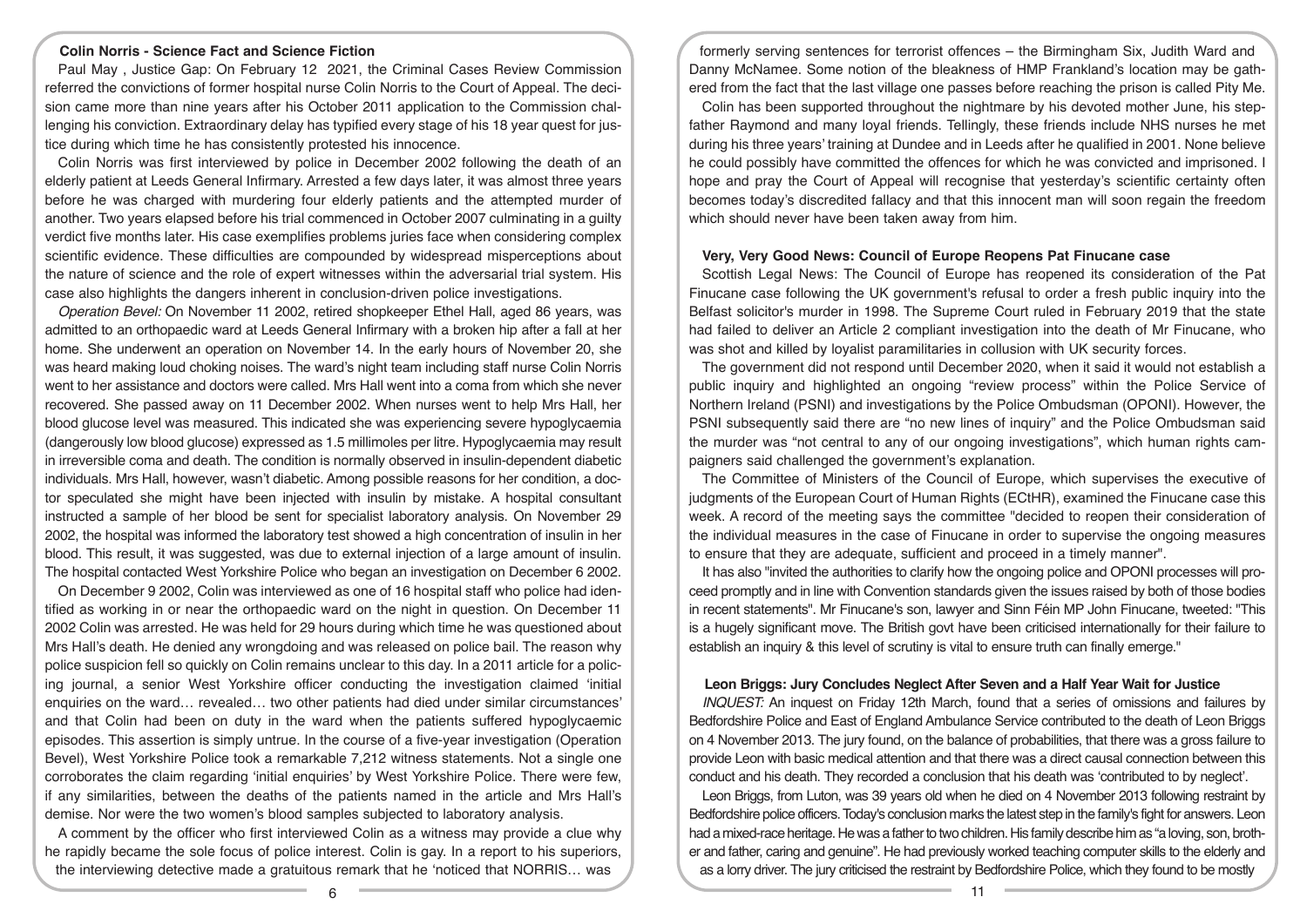### Colin Norris - Science Fact and Science Fiction

Paul May , Justice Gap: On February 12 2021, the Criminal Cases Review Commission referred the convictions of former hospital nurse Colin Norris to the Court of Appeal. The decision came more than nine years after his October 2011 application to the Commission challenging his conviction. Extraordinary delay has typified every stage of his 18 year quest for justice during which time he has consistently protested his innocence.

Colin Norris was first interviewed by police in December 2002 following the death of an elderly patient at Leeds General Infirmary. Arrested a few days later, it was almost three years before he was charged with murdering four elderly patients and the attempted murder of another. Two years elapsed before his trial commenced in October 2007 culminating in a guilty verdict five months later. His case exemplifies problems juries face when considering complex scientific evidence. These difficulties are compounded by widespread misperceptions about the nature of science and the role of expert witnesses within the adversarial trial system. His case also highlights the dangers inherent in conclusion-driven police investigations.

*Operation Bevel:* On November 11 2002, retired shopkeeper Ethel Hall, aged 86 years, was admitted to an orthopaedic ward at Leeds General Infirmary with a broken hip after a fall at her home. She underwent an operation on November 14. In the early hours of November 20, she was heard making loud choking noises. The ward's night team including staff nurse Colin Norris went to her assistance and doctors were called. Mrs Hall went into a coma from which she never recovered. She passed away on 11 December 2002. When nurses went to help Mrs Hall, her blood glucose level was measured. This indicated she was experiencing severe hypoglycaemia (dangerously low blood glucose) expressed as 1.5 millimoles per litre. Hypoglycaemia may result in irreversible coma and death. The condition is normally observed in insulin-dependent diabetic individuals. Mrs Hall, however, wasn't diabetic. Among possible reasons for her condition, a doctor speculated she might have been injected with insulin by mistake. A hospital consultant instructed a sample of her blood be sent for specialist laboratory analysis. On November 29 2002, the hospital was informed the laboratory test showed a high concentration of insulin in her blood. This result, it was suggested, was due to external injection of a large amount of insulin. The hospital contacted West Yorkshire Police who began an investigation on December 6 2002.

On December 9 2002, Colin was interviewed as one of 16 hospital staff who police had identified as working in or near the orthopaedic ward on the night in question. On December 11 2002 Colin was arrested. He was held for 29 hours during which time he was questioned about Mrs Hall's death. He denied any wrongdoing and was released on police bail. The reason why police suspicion fell so quickly on Colin remains unclear to this day. In a 2011 article for a policing journal, a senior West Yorkshire officer conducting the investigation claimed 'initial enquiries on the ward… revealed… two other patients had died under similar circumstances' and that Colin had been on duty in the ward when the patients suffered hypoglycaemic episodes. This assertion is simply untrue. In the course of a five-year investigation (Operation Bevel), West Yorkshire Police took a remarkable 7,212 witness statements. Not a single one corroborates the claim regarding 'initial enquiries' by West Yorkshire Police. There were few, if any similarities, between the deaths of the patients named in the article and Mrs Hall's demise. Nor were the two women's blood samples subjected to laboratory analysis.

A comment by the officer who first interviewed Colin as a witness may provide a clue why he rapidly became the sole focus of police interest. Colin is gay. In a report to his superiors, the interviewing detective made a gratuitous remark that he 'noticed that NORRIS… was

formerly serving sentences for terrorist offences – the Birmingham Six, Judith Ward and Danny McNamee. Some notion of the bleakness of HMP Frankland's location may be gathered from the fact that the last village one passes before reaching the prison is called Pity Me.

Colin has been supported throughout the nightmare by his devoted mother June, his stepfather Raymond and many loyal friends. Tellingly, these friends include NHS nurses he met during his three years' training at Dundee and in Leeds after he qualified in 2001. None believe he could possibly have committed the offences for which he was convicted and imprisoned. I hope and pray the Court of Appeal will recognise that yesterday's scientific certainty often becomes today's discredited fallacy and that this innocent man will soon regain the freedom which should never have been taken away from him.

### Very, Very Good News: Council of Europe Reopens Pat Finucane case

Scottish Legal News: The Council of Europe has reopened its consideration of the Pat Finucane case following the UK government's refusal to order a fresh public inquiry into the Belfast solicitor's murder in 1998. The Supreme Court ruled in February 2019 that the state had failed to deliver an Article 2 compliant investigation into the death of Mr Finucane, who was shot and killed by loyalist paramilitaries in collusion with UK security forces.

The government did not respond until December 2020, when it said it would not establish a public inquiry and highlighted an ongoing "review process" within the Police Service of Northern Ireland (PSNI) and investigations by the Police Ombudsman (OPONI). However, the PSNI subsequently said there are "no new lines of inquiry" and the Police Ombudsman said the murder was "not central to any of our ongoing investigations", which human rights campaigners said challenged the government's explanation.

The Committee of Ministers of the Council of Europe, which supervises the executive of judgments of the European Court of Human Rights (ECtHR), examined the Finucane case this week. A record of the meeting says the committee "decided to reopen their consideration of the individual measures in the case of Finucane in order to supervise the ongoing measures to ensure that they are adequate, sufficient and proceed in a timely manner".

It has also "invited the authorities to clarify how the ongoing police and OPONI processes will proceed promptly and in line with Convention standards given the issues raised by both of those bodies in recent statements". Mr Finucane's son, lawyer and Sinn Féin MP John Finucane, tweeted: "This is a hugely significant move. The British govt have been criticised internationally for their failure to establish an inquiry & this level of scrutiny is vital to ensure truth can finally emerge."

### Leon Briggs: Jury Concludes Neglect After Seven and a Half Year Wait for Justice

*INQUEST:* An inquest on Friday 12th March, found that a series of omissions and failures by Bedfordshire Police and East of England Ambulance Service contributed to the death of Leon Briggs on 4 November 2013. The jury found, on the balance of probabilities, that there was a gross failure to provide Leon with basic medical attention and that there was a direct causal connection between this conduct and his death. They recorded a conclusion that his death was 'contributed to by neglect'.

Leon Briggs, from Luton, was 39 years old when he died on 4 November 2013 following restraint by Bedfordshire police officers. Today's conclusion marks the latest step in the family's fight for answers. Leon had a mixed-race heritage. He was a father to two children. His family describe him as "a loving, son, brother and father, caring and genuine". He had previously worked teaching computer skills to the elderly and as a lorry driver. The jury criticised the restraint by Bedfordshire Police, which they found to be mostly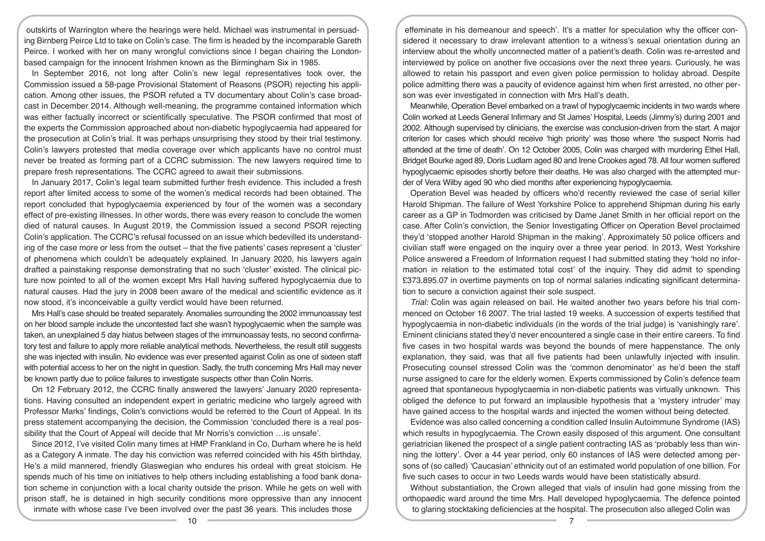outskirts of Warrington where the hearings were held. Michael was instrumental in persuading Birnberg Peirce Ltd to take on Colin's case. The firm is headed by the incomparable Gareth Peirce. I worked with her on many wrongful convictions since I began chairing the London-based campaign for the innocent Irishmen known as the Birmingham Six in 1985.

In September 2016, not long after Colin's new legal representatives took over, the Commission issued a 58-page Provisional Statement of Reasons (PSOR) rejecting his application. Among other issues, the PSOR refuted a TV documentary about Colin's case broadcast in December 2014. Although well-meaning, the programme contained information which was either factually incorrect or scientifically speculative. The PSOR confirmed that most of the experts the Commission approached about non-diabetic hypoglycaemia had appeared for the prosecution at Colin's trial. It was perhaps unsurprising they stood by their trial testimony. Colin's lawyers protested that media coverage over which applicants have no control must never be treated as forming part of a CCRC submission. The new lawyers required time to prepare fresh representations. The CCRC agreed to await their submissions.

In January 2017, Colin's legal team submitted further fresh evidence. This included a fresh report after limited access to some of the women's medical records had been obtained. The report concluded that hypoglycaemia experienced by four of the women was a secondary effect of pre-existing illnesses. In other words, there was every reason to conclude the women died of natural causes. In August 2019, the Commission issued a second PSOR rejecting Colin's application. The CCRC's refusal focussed on an issue which bedevilled its understanding of the case more or less from the outset – that the five patients' cases represent a 'cluster' of phenomena which couldn't be adequately explained. In January 2020, his lawyers again drafted a painstaking response demonstrating that no such 'cluster' existed. The clinical picture now pointed to all of the women except Mrs Hall having suffered hypoglycaemia due to natural causes. Had the jury in 2008 been aware of the medical and scientific evidence as it now stood, it's inconceivable a guilty verdict would have been returned.

Mrs Hall's case should be treated separately. Anomalies surrounding the 2002 immunoassay test on her blood sample include the uncontested fact she wasn't hypoglycaemic when the sample was taken, an unexplained 5 day hiatus between stages of the immunoassay tests, no second confirmatory test and failure to apply more reliable analytical methods. Nevertheless, the result still suggests she was injected with insulin. No evidence was ever presented against Colin as one of sixteen staff with potential access to her on the night in question. Sadly, the truth concerning Mrs Hall may never be known partly due to police failures to investigate suspects other than Colin Norris.

On 12 February 2012, the CCRC finally answered the lawyers' January 2020 representations. Having consulted an independent expert in geriatric medicine who largely agreed with Professor Marks' findings, Colin's convictions would be referred to the Court of Appeal. In its press statement accompanying the decision, the Commission 'concluded there is a real possibility that the Court of Appeal will decide that Mr Norris's conviction …is unsafe'.

Since 2012, I've visited Colin many times at HMP Frankland in Co, Durham where he is held as a Category A inmate. The day his conviction was referred coincided with his 45th birthday, He's a mild mannered, friendly Glaswegian who endures his ordeal with great stoicism. He spends much of his time on initiatives to help others including establishing a food bank donation scheme in conjunction with a local charity outside the prison. While he gets on well with prison staff, he is detained in high security conditions more oppressive than any innocent inmate with whose case I've been involved over the past 36 years. This includes those

effeminate in his demeanour and speech'. It's a matter for speculation why the officer considered it necessary to draw irrelevant attention to a witness's sexual orientation during an interview about the wholly unconnected matter of a patient's death. Colin was re-arrested and interviewed by police on another five occasions over the next three years. Curiously, he was allowed to retain his passport and even given police permission to holiday abroad. Despite police admitting there was a paucity of evidence against him when first arrested, no other person was ever investigated in connection with Mrs Hall's death.

Meanwhile, Operation Bevel embarked on a trawl of hypoglycaemic incidents in two wards where Colin worked at Leeds General Infirmary and St James' Hospital, Leeds (Jimmy's) during 2001 and 2002. Although supervised by clinicians, the exercise was conclusion-driven from the start. A major criterion for cases which should receive 'high priority' was those where 'the suspect Norris had attended at the time of death'. On 12 October 2005, Colin was charged with murdering Ethel Hall, Bridget Bourke aged 89, Doris Ludlam aged 80 and Irene Crookes aged 78. All four women suffered hypoglycaemic episodes shortly before their deaths. He was also charged with the attempted murder of Vera Wilby aged 90 who died months after experiencing hypoglycaemia.

Operation Bevel was headed by officers who'd recently reviewed the case of serial killer Harold Shipman. The failure of West Yorkshire Police to apprehend Shipman during his early career as a GP in Todmorden was criticised by Dame Janet Smith in her official report on the case. After Colin's conviction, the Senior Investigating Officer on Operation Bevel proclaimed they'd 'stopped another Harold Shipman in the making'. Approximately 50 police officers and civilian staff were engaged on the inquiry over a three year period. In 2013, West Yorkshire Police answered a Freedom of Information request I had submitted stating they 'hold no information in relation to the estimated total cost' of the inquiry. They did admit to spending £373,895.07 in overtime payments on top of normal salaries indicating significant determination to secure a conviction against their sole suspect.

*Trial:* Colin was again released on bail. He waited another two years before his trial commenced on October 16 2007. The trial lasted 19 weeks. A succession of experts testified that hypoglycaemia in non-diabetic individuals (in the words of the trial judge) is 'vanishingly rare'. Eminent clinicians stated they'd never encountered a single case in their entire careers. To find five cases in two hospital wards was beyond the bounds of mere happenstance. The only explanation, they said, was that all five patients had been unlawfully injected with insulin. Prosecuting counsel stressed Colin was the 'common denominator' as he'd been the staff nurse assigned to care for the elderly women. Experts commissioned by Colin's defence team agreed that spontaneous hypoglycaemia in non-diabetic patients was virtually unknown. This obliged the defence to put forward an implausible hypothesis that a 'mystery intruder' may have gained access to the hospital wards and injected the women without being detected.

Evidence was also called concerning a condition called Insulin Autoimmune Syndrome (IAS) which results in hypoglycaemia. The Crown easily disposed of this argument. One consultant geriatrician likened the prospect of a single patient contracting IAS as 'probably less than winning the lottery'. Over a 44 year period, only 60 instances of IAS were detected among persons of (so called) 'Caucasian' ethnicity out of an estimated world population of one billion. For five such cases to occur in two Leeds wards would have been statistically absurd.

Without substantiation, the Crown alleged that vials of insulin had gone missing from the orthopaedic ward around the time Mrs. Hall developed hypoglycaemia. The defence pointed to glaring stocktaking deficiencies at the hospital. The prosecution also alleged Colin was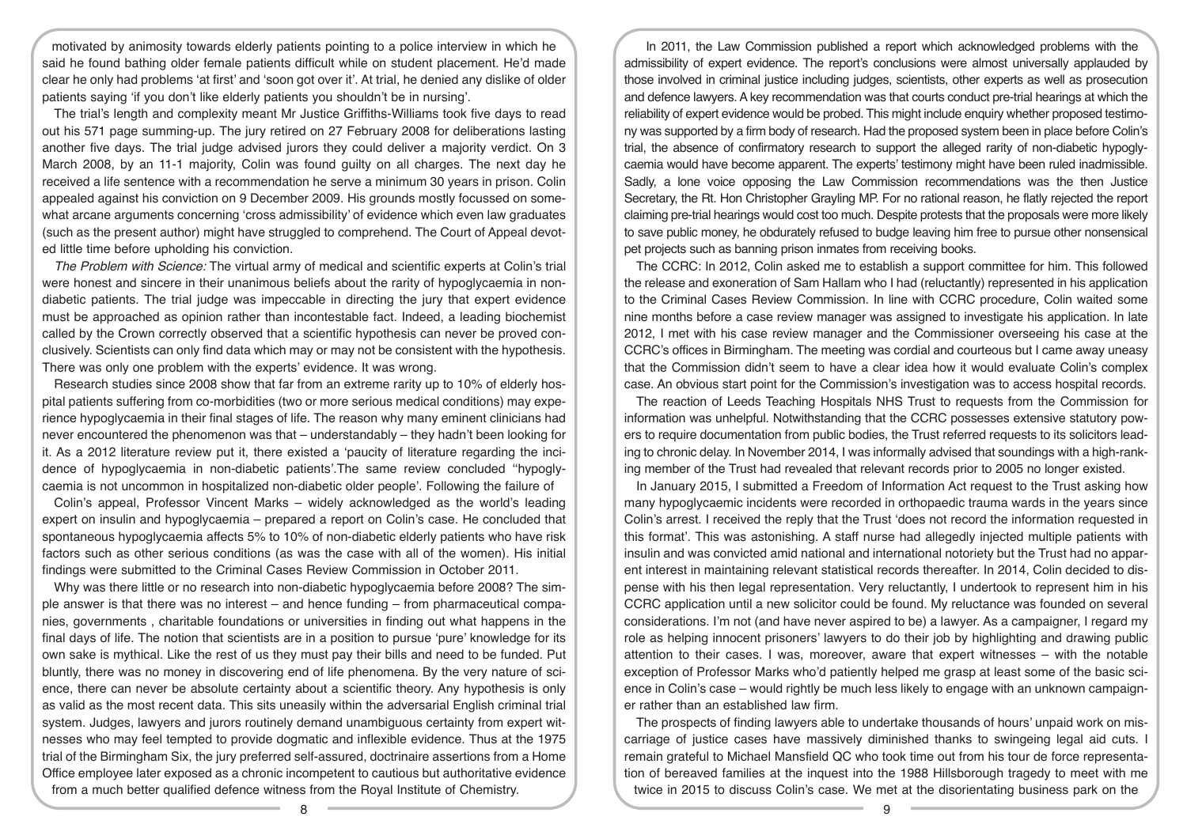motivated by animosity towards elderly patients pointing to a police interview in which he said he found bathing older female patients difficult while on student placement. He'd made clear he only had problems 'at first' and 'soon got over it'. At trial, he denied any dislike of older patients saying 'if you don't like elderly patients you shouldn't be in nursing'.

The trial's length and complexity meant Mr Justice Griffiths-Williams took five days to read out his 571 page summing-up. The jury retired on 27 February 2008 for deliberations lasting another five days. The trial judge advised jurors they could deliver a majority verdict. On 3 March 2008, by an 11-1 majority, Colin was found guilty on all charges. The next day he received a life sentence with a recommendation he serve a minimum 30 years in prison. Colin appealed against his conviction on 9 December 2009. His grounds mostly focussed on somewhat arcane arguments concerning 'cross admissibility' of evidence which even law graduates (such as the present author) might have struggled to comprehend. The Court of Appeal devoted little time before upholding his conviction.

*The Problem with Science:* The virtual army of medical and scientific experts at Colin's trial were honest and sincere in their unanimous beliefs about the rarity of hypoglycaemia in non-diabetic patients. The trial judge was impeccable in directing the jury that expert evidence must be approached as opinion rather than incontestable fact. Indeed, a leading biochemist called by the Crown correctly observed that a scientific hypothesis can never be proved conclusively. Scientists can only find data which may or may not be consistent with the hypothesis. There was only one problem with the experts' evidence. It was wrong.

Research studies since 2008 show that far from an extreme rarity up to 10% of elderly hospital patients suffering from co-morbidities (two or more serious medical conditions) may experience hypoglycaemia in their final stages of life. The reason why many eminent clinicians had never encountered the phenomenon was that – understandably – they hadn't been looking for it. As a 2012 literature review put it, there existed a 'paucity of literature regarding the incidence of hypoglycaemia in non-diabetic patients'.The same review concluded ''hypoglycaemia is not uncommon in hospitalized non-diabetic older people'. Following the failure of Colin's appeal, Professor Vincent Marks – widely acknowledged as the world's leading expert on insulin and hypoglycaemia – prepared a report on Colin's case. He concluded that spontaneous hypoglycaemia affects 5% to 10% of non-diabetic elderly patients who have risk factors such as other serious conditions (as was the case with all of the women). His initial findings were submitted to the Criminal Cases Review Commission in October 2011.

Why was there little or no research into non-diabetic hypoglycaemia before 2008? The simple answer is that there was no interest – and hence funding – from pharmaceutical companies, governments , charitable foundations or universities in finding out what happens in the final days of life. The notion that scientists are in a position to pursue 'pure' knowledge for its own sake is mythical. Like the rest of us they must pay their bills and need to be funded. Put bluntly, there was no money in discovering end of life phenomena. By the very nature of science, there can never be absolute certainty about a scientific theory. Any hypothesis is only as valid as the most recent data. This sits uneasily within the adversarial English criminal trial system. Judges, lawyers and jurors routinely demand unambiguous certainty from expert witnesses who may feel tempted to provide dogmatic and inflexible evidence. Thus at the 1975 trial of the Birmingham Six, the jury preferred self-assured, doctrinaire assertions from a Home Office employee later exposed as a chronic incompetent to cautious but authoritative evidence from a much better qualified defence witness from the Royal Institute of Chemistry.

In 2011, the Law Commission published a report which acknowledged problems with the admissibility of expert evidence. The report's conclusions were almost universally applauded by those involved in criminal justice including judges, scientists, other experts as well as prosecution and defence lawyers. A key recommendation was that courts conduct pre-trial hearings at which the reliability of expert evidence would be probed. This might include enquiry whether proposed testimony was supported by a firm body of research. Had the proposed system been in place before Colin's trial, the absence of confirmatory research to support the alleged rarity of non-diabetic hypoglycaemia would have become apparent. The experts' testimony might have been ruled inadmissible. Sadly, a lone voice opposing the Law Commission recommendations was the then Justice Secretary, the Rt. Hon Christopher Grayling MP. For no rational reason, he flatly rejected the report claiming pre-trial hearings would cost too much. Despite protests that the proposals were more likely to save public money, he obdurately refused to budge leaving him free to pursue other nonsensical pet projects such as banning prison inmates from receiving books.

The CCRC: In 2012, Colin asked me to establish a support committee for him. This followed the release and exoneration of Sam Hallam who I had (reluctantly) represented in his application to the Criminal Cases Review Commission. In line with CCRC procedure, Colin waited some nine months before a case review manager was assigned to investigate his application. In late 2012, I met with his case review manager and the Commissioner overseeing his case at the CCRC's offices in Birmingham. The meeting was cordial and courteous but I came away uneasy that the Commission didn't seem to have a clear idea how it would evaluate Colin's complex case. An obvious start point for the Commission's investigation was to access hospital records.

The reaction of Leeds Teaching Hospitals NHS Trust to requests from the Commission for information was unhelpful. Notwithstanding that the CCRC possesses extensive statutory powers to require documentation from public bodies, the Trust referred requests to its solicitors leading to chronic delay. In November 2014, I was informally advised that soundings with a high-ranking member of the Trust had revealed that relevant records prior to 2005 no longer existed.

In January 2015, I submitted a Freedom of Information Act request to the Trust asking how many hypoglycaemic incidents were recorded in orthopaedic trauma wards in the years since Colin's arrest. I received the reply that the Trust 'does not record the information requested in this format'. This was astonishing. A staff nurse had allegedly injected multiple patients with insulin and was convicted amid national and international notoriety but the Trust had no apparent interest in maintaining relevant statistical records thereafter. In 2014, Colin decided to dispense with his then legal representation. Very reluctantly, I undertook to represent him in his CCRC application until a new solicitor could be found. My reluctance was founded on several considerations. I'm not (and have never aspired to be) a lawyer. As a campaigner, I regard my role as helping innocent prisoners' lawyers to do their job by highlighting and drawing public attention to their cases. I was, moreover, aware that expert witnesses – with the notable exception of Professor Marks who'd patiently helped me grasp at least some of the basic science in Colin's case – would rightly be much less likely to engage with an unknown campaigner rather than an established law firm.

The prospects of finding lawyers able to undertake thousands of hours' unpaid work on miscarriage of justice cases have massively diminished thanks to swingeing legal aid cuts. I remain grateful to Michael Mansfield QC who took time out from his tour de force representation of bereaved families at the inquest into the 1988 Hillsborough tragedy to meet with me twice in 2015 to discuss Colin's case. We met at the disorientating business park on the